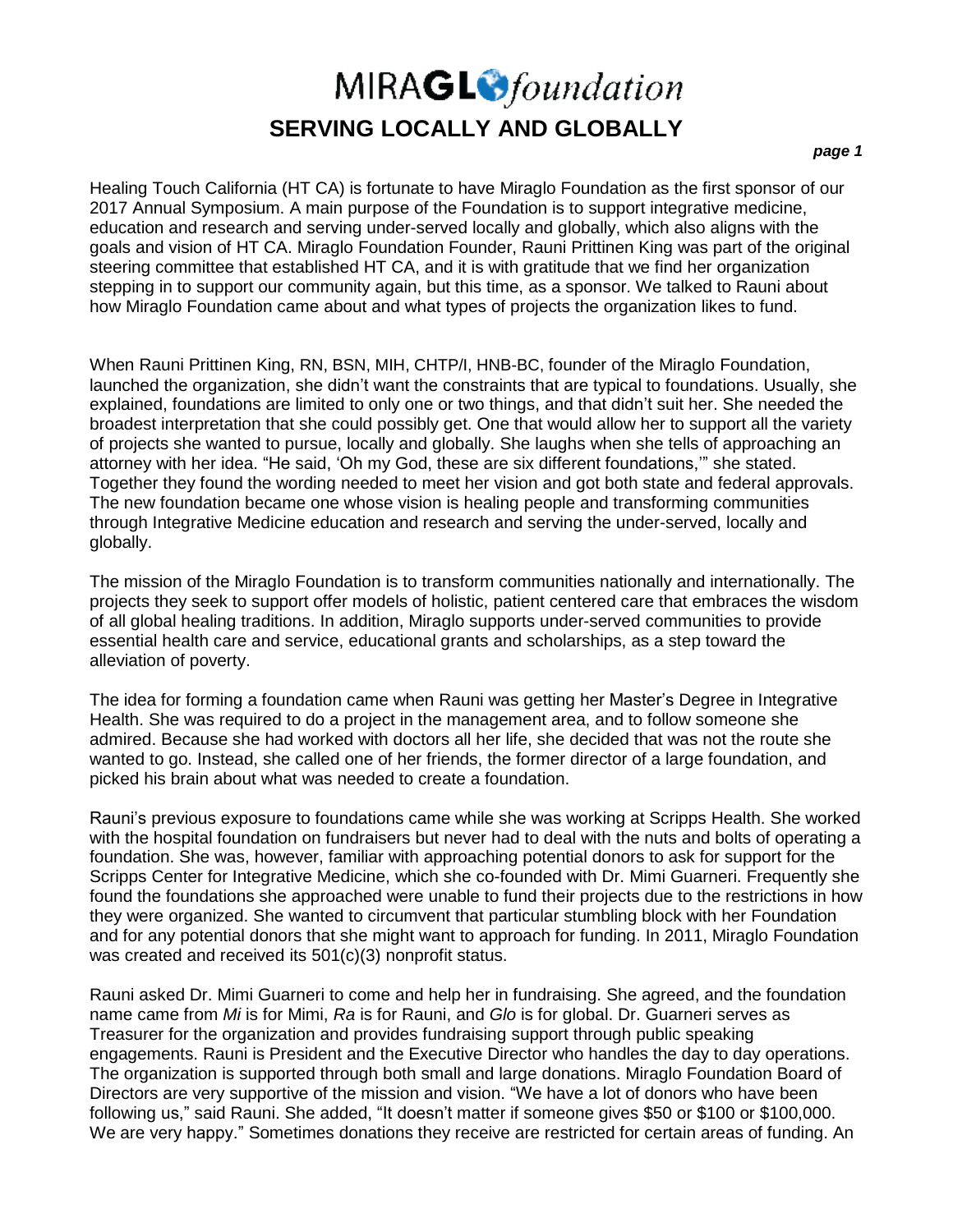# MIRAGLO *foundation*

## SERVING LOCALLY AND GLOBALLY

Healing Touch California (HT CA) is fortunate to have Miraglo Foundation as the first sponsor of our 2017 Annual Symposium. A main purpose of the Foundation is to support integrative medicine, education and research and serving under-served locally and globally, which also aligns with the goals and vision of HT CA. Miraglo Foundation Founder, Rauni Prittinen King was part of the original steering committee that established HT CA, and it is with gratitude that we find her organization stepping in to support our community again, but this time, as a sponsor. We talked to Rauni about how Miraglo Foundation came about and what types of projects the organization likes to fund.

When Rauni Prittinen King, RN, BSN, MIH, CHTP/I, HNB-BC, founder of the Miraglo Foundation, launched the organization, she didn't want the constraints that are typical to foundations. Usually, she explained, foundations are limited to only one or two things, and that didn't suit her. She needed the broadest interpretation that she could possibly get. One that would allow her to support all the variety of projects she wanted to pursue, locally and globally. She laughs when she tells of approaching an attorney with her idea. "He said, 'Oh my God, these are six different foundations,'" she stated. Together they found the wording needed to meet her vision and got both state and federal approvals. The new foundation became one whose vision is healing people and transforming communities through Integrative Medicine education and research and serving the under-served, locally and globally.

The mission of the Miraglo Foundation is to transform communities nationally and internationally. The projects they seek to support offer models of holistic, patient centered care that embraces the wisdom of all global healing traditions. In addition, Miraglo supports under-served communities to provide essential health care and service, educational grants and scholarships, as a step toward the alleviation of poverty.

The idea for forming a foundation came when Rauni was getting her Master's Degree in Integrative Health. She was required to do a project in the management area, and to follow someone she admired. Because she had worked with doctors all her life, she decided that was not the route she wanted to go. Instead, she called one of her friends, the former director of a large foundation, and picked his brain about what was needed to create a foundation.

Rauni's previous exposure to foundations came while she was working at Scripps Health. She worked with the hospital foundation on fundraisers but never had to deal with the nuts and bolts of operating a foundation. She was, however, familiar with approaching potential donors to ask for support for the Scripps Center for Integrative Medicine, which she co-founded with Dr. Mimi Guarneri. Frequently she found the foundations she approached were unable to fund their projects due to the restrictions in how they were organized. She wanted to circumvent that particular stumbling block with her Foundation and for any potential donors that she might want to approach for funding. In 2011, Miraglo Foundation was created and received its 501(c)(3) nonprofit status.

Rauni asked Dr. Mimi Guarneri to come and help her in fundraising. She agreed, and the foundation name came from *Mi* is for Mimi, *Ra* is for Rauni, and *Glo* is for global. Dr. Guarneri serves as Treasurer for the organization and provides fundraising support through public speaking engagements. Rauni is President and the Executive Director who handles the day to day operations. The organization is supported through both small and large donations. Miraglo Foundation Board of Directors are very supportive of the mission and vision. "We have a lot of donors who have been following us," said Rauni. She added, "It doesn't matter if someone gives $50 or $100 or $100,000. We are very happy." Sometimes donations they receive are restricted for certain areas of funding. An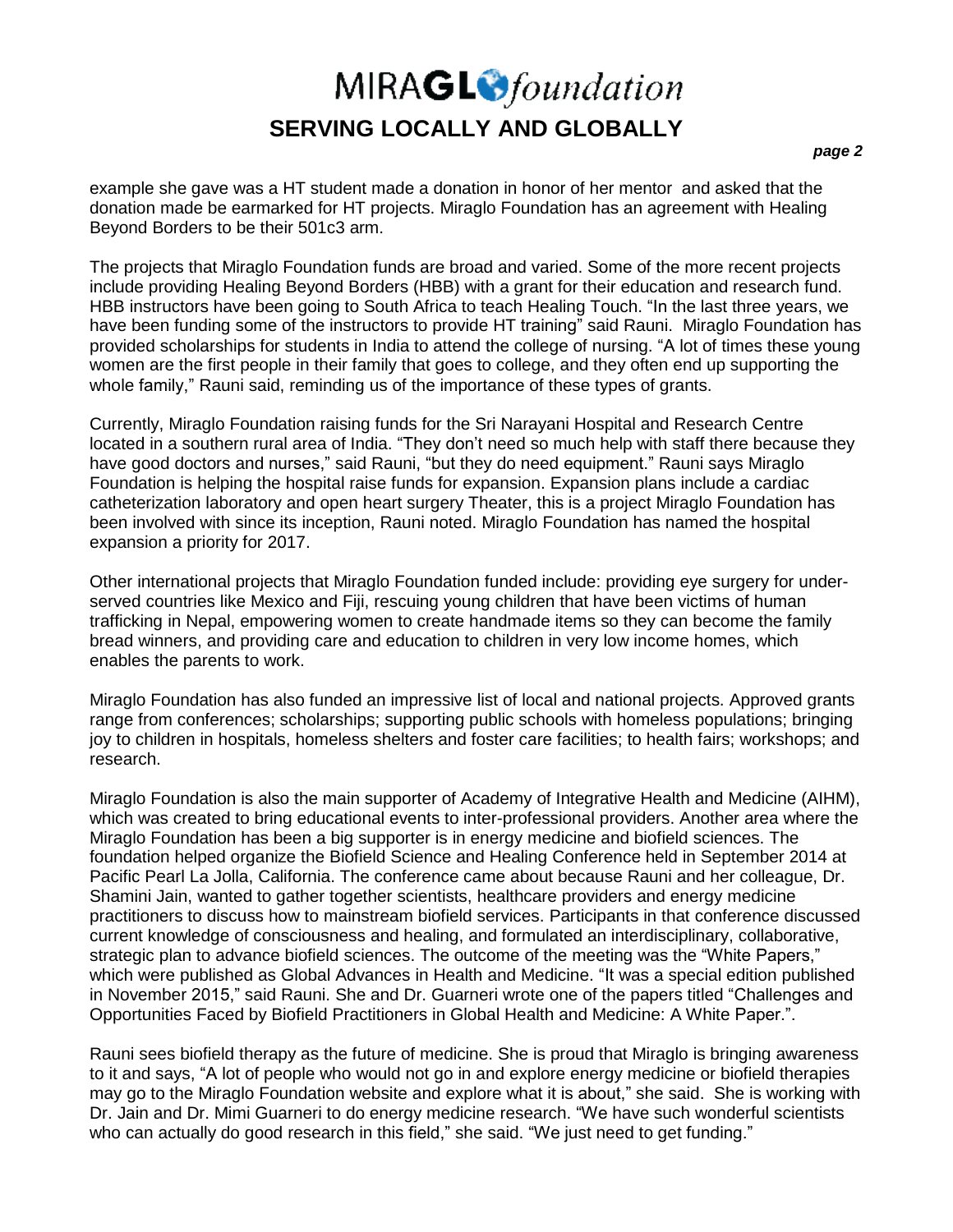example she gave was a HT student made a donation in honor of her mentor and asked that the donation made be earmarked for HT projects. Miraglo Foundation has an agreement with Healing Beyond Borders to be their 501c3 arm.

The projects that Miraglo Foundation funds are broad and varied. Some of the more recent projects include providing Healing Beyond Borders (HBB) with a grant for their education and research fund. HBB instructors have been going to South Africa to teach Healing Touch. "In the last three years, we have been funding some of the instructors to provide HT training" said Rauni. Miraglo Foundation has provided scholarships for students in India to attend the college of nursing. "A lot of times these young women are the first people in their family that goes to college, and they often end up supporting the whole family," Rauni said, reminding us of the importance of these types of grants.

Currently, Miraglo Foundation raising funds for the Sri Narayani Hospital and Research Centre located in a southern rural area of India. "They don't need so much help with staff there because they have good doctors and nurses," said Rauni, "but they do need equipment." Rauni says Miraglo Foundation is helping the hospital raise funds for expansion. Expansion plans include a cardiac catheterization laboratory and open heart surgery Theater, this is a project Miraglo Foundation has been involved with since its inception, Rauni noted. Miraglo Foundation has named the hospital expansion a priority for 2017.

Other international projects that Miraglo Foundation funded include: providing eye surgery for under-served countries like Mexico and Fiji, rescuing young children that have been victims of human trafficking in Nepal, empowering women to create handmade items so they can become the family bread winners, and providing care and education to children in very low income homes, which enables the parents to work.

Miraglo Foundation has also funded an impressive list of local and national projects. Approved grants range from conferences; scholarships; supporting public schools with homeless populations; bringing joy to children in hospitals, homeless shelters and foster care facilities; to health fairs; workshops; and research.

Miraglo Foundation is also the main supporter of Academy of Integrative Health and Medicine (AIHM), which was created to bring educational events to inter-professional providers. Another area where the Miraglo Foundation has been a big supporter is in energy medicine and biofield sciences. The foundation helped organize the Biofield Science and Healing Conference held in September 2014 at Pacific Pearl La Jolla, California. The conference came about because Rauni and her colleague, Dr. Shamini Jain, wanted to gather together scientists, healthcare providers and energy medicine practitioners to discuss how to mainstream biofield services. Participants in that conference discussed current knowledge of consciousness and healing, and formulated an interdisciplinary, collaborative, strategic plan to advance biofield sciences. The outcome of the meeting was the "White Papers," which were published as Global Advances in Health and Medicine. "It was a special edition published in November 2015," said Rauni. She and Dr. Guarneri wrote one of the papers titled "Challenges and Opportunities Faced by Biofield Practitioners in Global Health and Medicine: A White Paper.".

Rauni sees biofield therapy as the future of medicine. She is proud that Miraglo is bringing awareness to it and says, "A lot of people who would not go in and explore energy medicine or biofield therapies may go to the Miraglo Foundation website and explore what it is about," she said. She is working with Dr. Jain and Dr. Mimi Guarneri to do energy medicine research. "We have such wonderful scientists who can actually do good research in this field," she said. "We just need to get funding."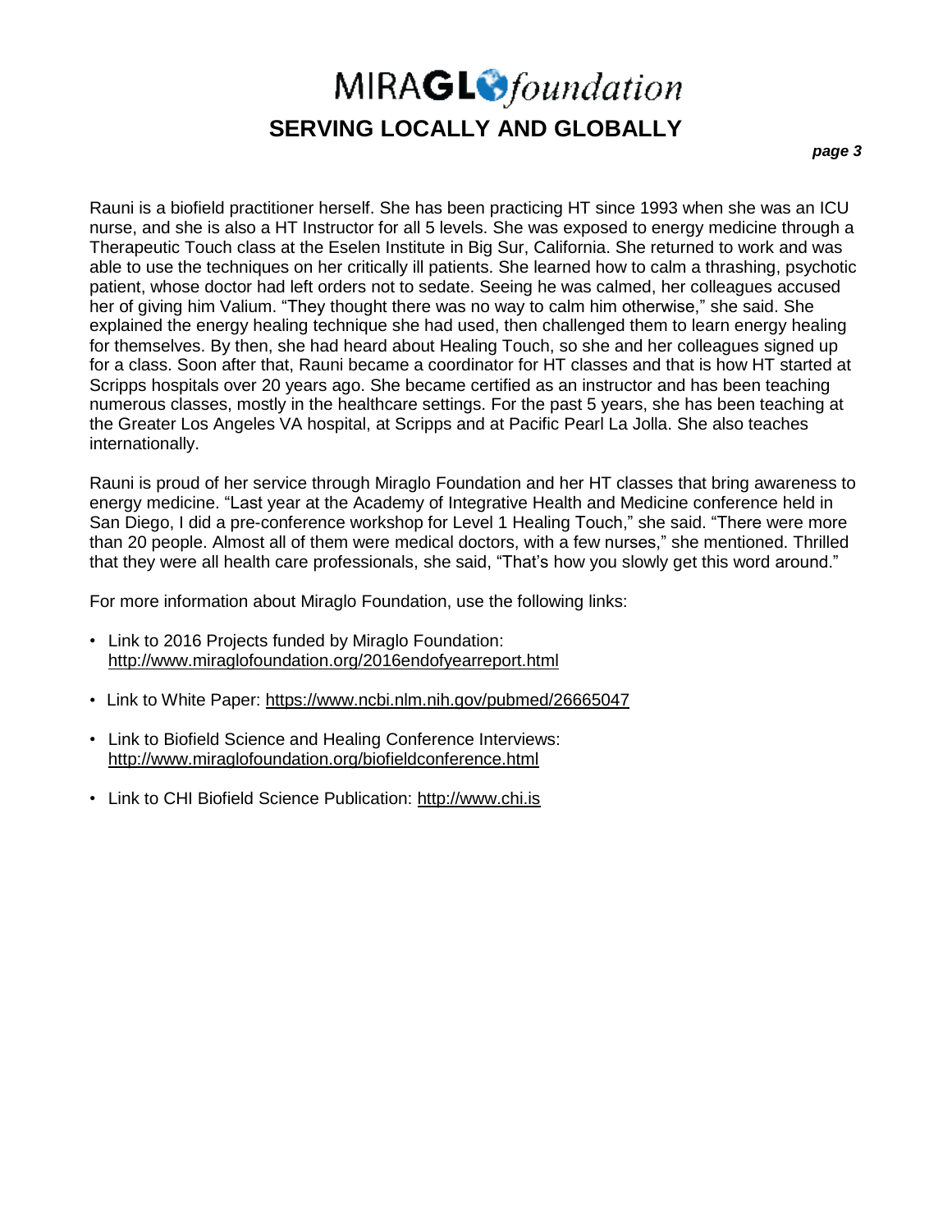Rauni is a biofield practitioner herself. She has been practicing HT since 1993 when she was an ICU nurse, and she is also a HT Instructor for all 5 levels. She was exposed to energy medicine through a Therapeutic Touch class at the Eselen Institute in Big Sur, California. She returned to work and was able to use the techniques on her critically ill patients. She learned how to calm a thrashing, psychotic patient, whose doctor had left orders not to sedate. Seeing he was calmed, her colleagues accused her of giving him Valium. "They thought there was no way to calm him otherwise," she said. She explained the energy healing technique she had used, then challenged them to learn energy healing for themselves. By then, she had heard about Healing Touch, so she and her colleagues signed up for a class. Soon after that, Rauni became a coordinator for HT classes and that is how HT started at Scripps hospitals over 20 years ago. She became certified as an instructor and has been teaching numerous classes, mostly in the healthcare settings. For the past 5 years, she has been teaching at the Greater Los Angeles VA hospital, at Scripps and at Pacific Pearl La Jolla. She also teaches internationally.

Rauni is proud of her service through Miraglo Foundation and her HT classes that bring awareness to energy medicine. "Last year at the Academy of Integrative Health and Medicine conference held in San Diego, I did a pre-conference workshop for Level 1 Healing Touch," she said. "There were more than 20 people. Almost all of them were medical doctors, with a few nurses," she mentioned. Thrilled that they were all health care professionals, she said, "That's how you slowly get this word around."

For more information about Miraglo Foundation, use the following links:

- Link to 2016 Projects funded by Miraglo Foundation: http://www.miraglofoundation.org/2016endofyearreport.html
- Link to White Paper: https://www.ncbi.nlm.nih.gov/pubmed/26665047
- Link to Biofield Science and Healing Conference Interviews: http://www.miraglofoundation.org/biofieldconference.html
- Link to CHI Biofield Science Publication: http://www.chi.is